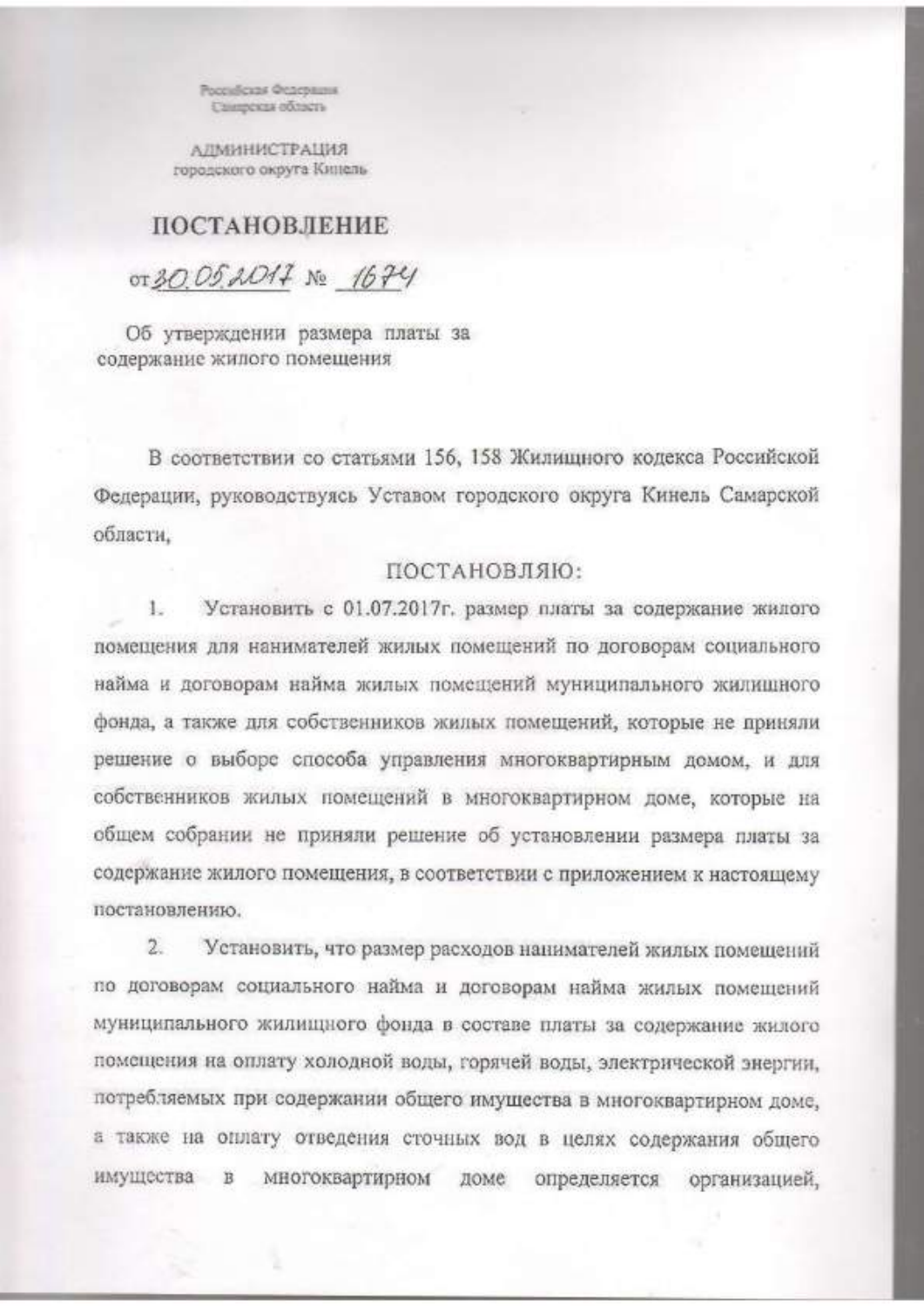Российская Федерация
Самарская область

АДМИНИСТРАЦИЯ
городского округа Кинель

# ПОСТАНОВЛЕНИЕ

от 30.05.2017 № 1674

Об утверждении размера платы за содержание жилого помещения

В соответствии со статьями 156, 158 Жилищного кодекса Российской Федерации, руководствуясь Уставом городского округа Кинель Самарской области,

ПОСТАНОВЛЯЮ:

1. Установить с 01.07.2017г. размер платы за содержание жилого помещения для нанимателей жилых помещений по договорам социального найма и договорам найма жилых помещений муниципального жилищного фонда, а также для собственников жилых помещений, которые не приняли решение о выборе способа управления многоквартирным домом, и для собственников жилых помещений в многоквартирном доме, которые на общем собрании не приняли решение об установлении размера платы за содержание жилого помещения, в соответствии с приложением к настоящему постановлению.

2. Установить, что размер расходов нанимателей жилых помещений по договорам социального найма и договорам найма жилых помещений муниципального жилищного фонда в составе платы за содержание жилого помещения на оплату холодной воды, горячей воды, электрической энергии, потребляемых при содержании общего имущества в многоквартирном доме, а также на оплату отведения сточных вод в целях содержания общего имущества в многоквартирном доме определяется организацией,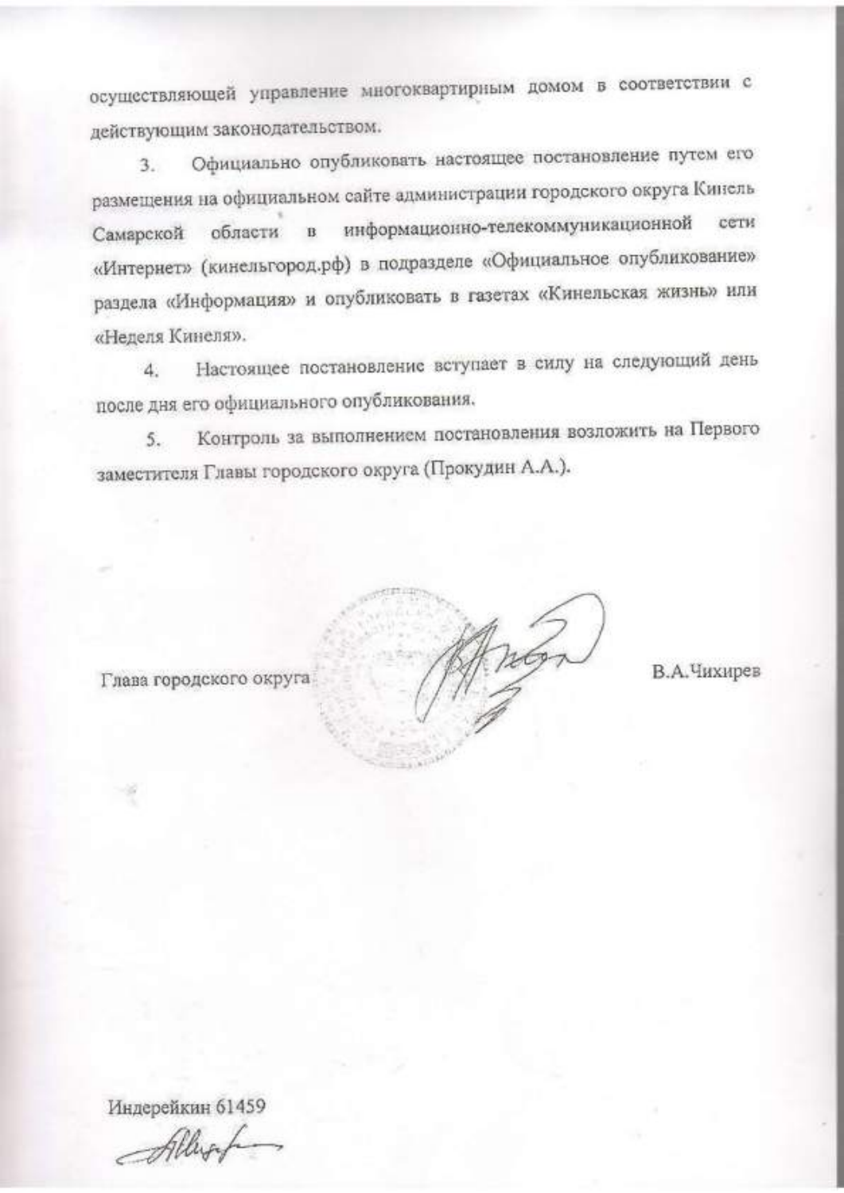осуществляющей управление многоквартирным домом в соответствии с действующим законодательством.

3. Официально опубликовать настоящее постановление путем его размещения на официальном сайте администрации городского округа Кинель Самарской области в информационно-телекоммуникационной сети «Интернет» (кинельгород.рф) в подразделе «Официальное опубликование» раздела «Информация» и опубликовать в газетах «Кинельская жизнь» или «Неделя Кинеля».

4. Настоящее постановление вступает в силу на следующий день после дня его официального опубликования.

5. Контроль за выполнением постановления возложить на Первого заместителя Главы городского округа (Прокудин А.А.).

Глава городского округа В.А.Чихирев

Индерейкин 61459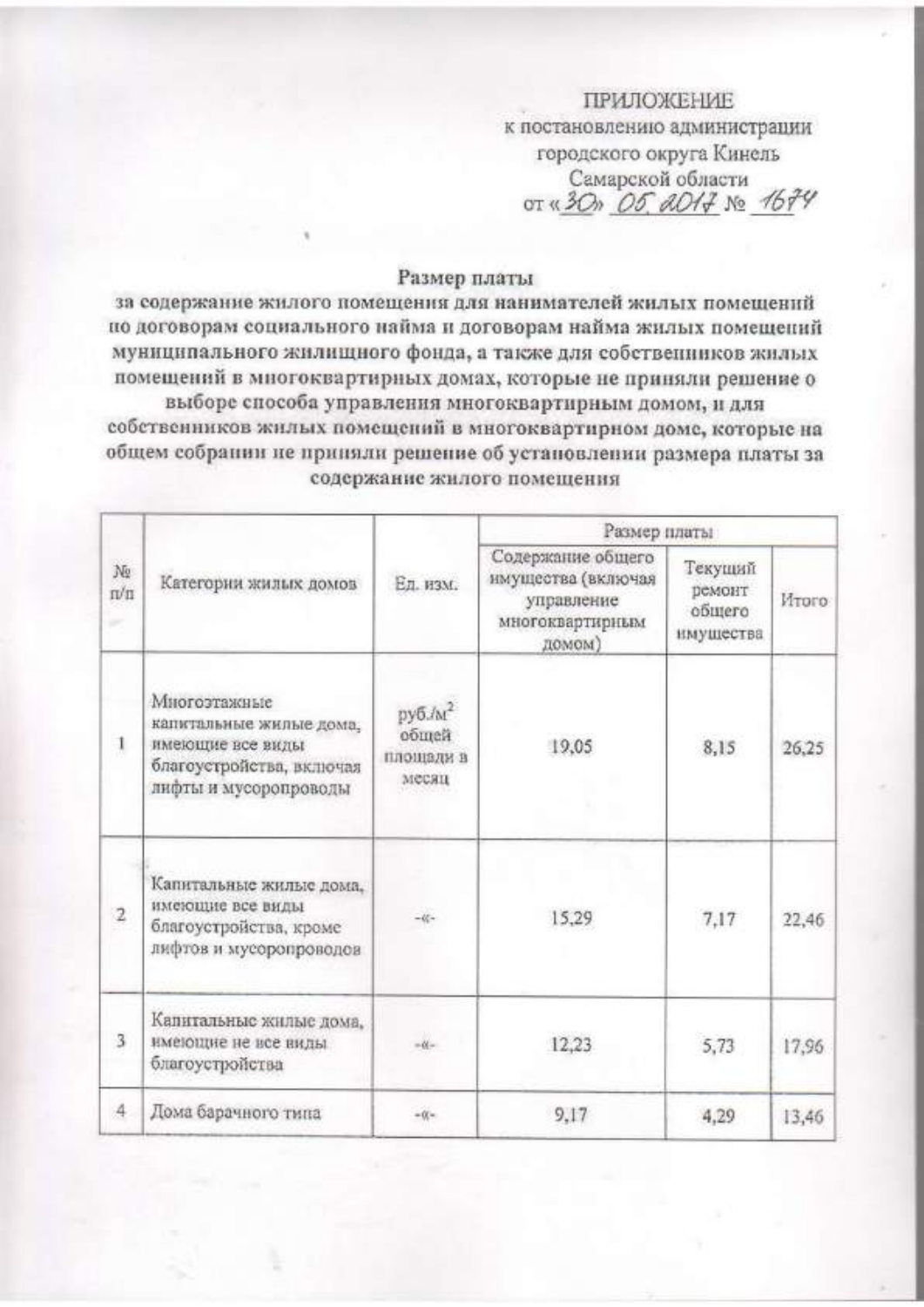ПРИЛОЖЕНИЕ
к постановлению администрации
городского округа Кинель
Самарской области
от «30» 05.2017 № 1674

**Размер платы**
**за содержание жилого помещения для нанимателей жилых помещений по договорам социального найма и договорам найма жилых помещений муниципального жилищного фонда, а также для собственников жилых помещений в многоквартирных домах, которые не приняли решение о выборе способа управления многоквартирным домом, и для собственников жилых помещений в многоквартирном доме, которые на общем собрании не приняли решение об установлении размера платы за содержание жилого помещения**

| № п/п | Категории жилых домов | Ед. изм. | Размер платы | | |
|---|---|---|---|---|---|
| | | | Содержание общего имущества (включая управление многоквартирным домом) | Текущий ремонт общего имущества | Итого |
| 1 | Многоэтажные капитальные жилые дома, имеющие все виды благоустройства, включая лифты и мусоропроводы | руб./м$^2$ общей площади в месяц | 19,05 | 8,15 | 26,25 |
| 2 | Капитальные жилые дома, имеющие все виды благоустройства, кроме лифтов и мусоропроводов | -«- | 15,29 | 7,17 | 22,46 |
| 3 | Капитальные жилые дома, имеющие не все виды благоустройства | -«- | 12,23 | 5,73 | 17,96 |
| 4 | Дома барачного типа | -«- | 9,17 | 4,29 | 13,46 |